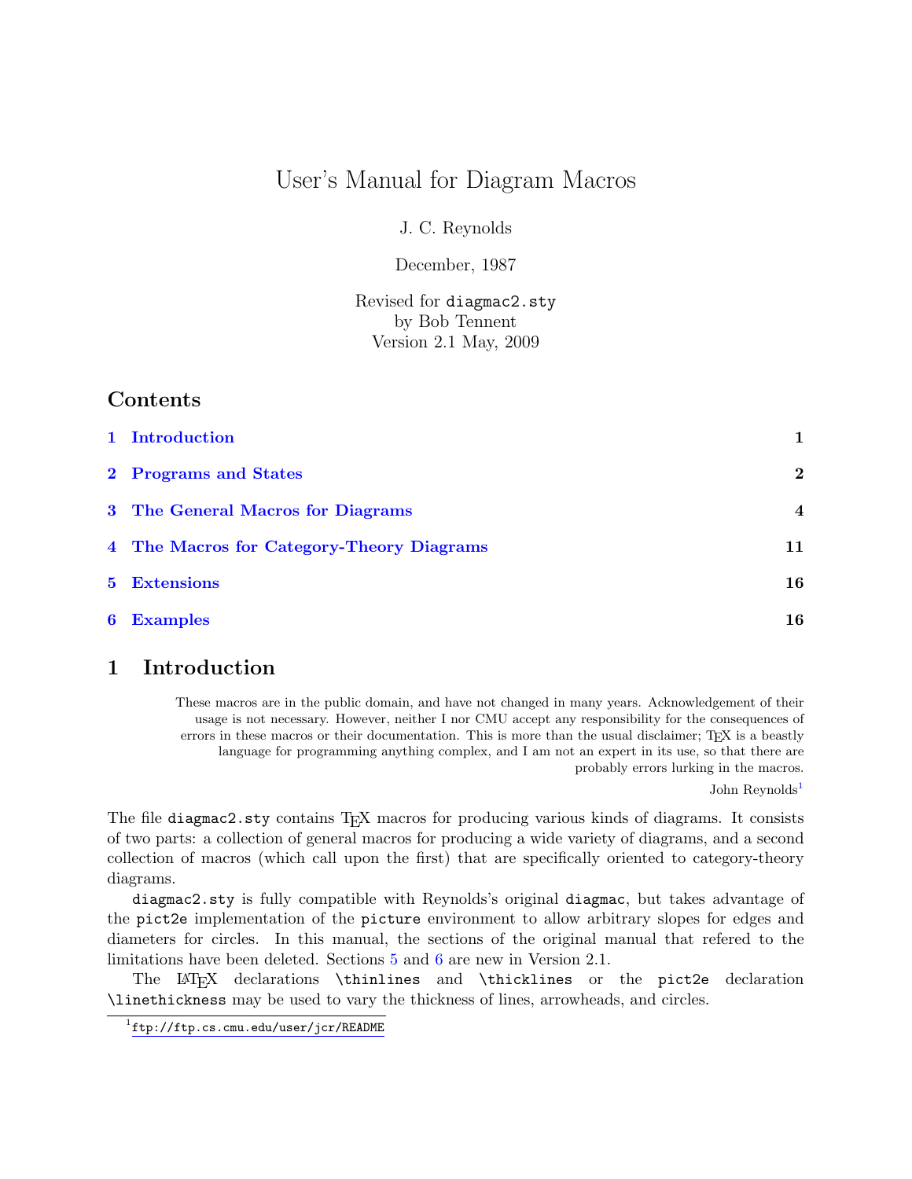# User's Manual for Diagram Macros

J. C. Reynolds

December, 1987

Revised for `diagmac2.sty`
by Bob Tennent
Version 2.1 May, 2009

## Contents

1 Introduction — 1

2 Programs and States — 2

3 The General Macros for Diagrams — 4

4 The Macros for Category-Theory Diagrams — 11

5 Extensions — 16

6 Examples — 16

## 1 Introduction

> These macros are in the public domain, and have not changed in many years. Acknowledgement of their usage is not necessary. However, neither I nor CMU accept any responsibility for the consequences of errors in these macros or their documentation. This is more than the usual disclaimer; TEX is a beastly language for programming anything complex, and I am not an expert in its use, so that there are probably errors lurking in the macros.
>
> John Reynolds[1]

The file `diagmac2.sty` contains TEX macros for producing various kinds of diagrams. It consists of two parts: a collection of general macros for producing a wide variety of diagrams, and a second collection of macros (which call upon the first) that are specifically oriented to category-theory diagrams.

`diagmac2.sty` is fully compatible with Reynolds's original `diagmac`, but takes advantage of the `pict2e` implementation of the `picture` environment to allow arbitrary slopes for edges and diameters for circles. In this manual, the sections of the original manual that refered to the limitations have been deleted. Sections 5 and 6 are new in Version 2.1.

The LATEX declarations `\thinlines` and `\thicklines` or the `pict2e` declaration `\linethickness` may be used to vary the thickness of lines, arrowheads, and circles.

[1] ftp://ftp.cs.cmu.edu/user/jcr/README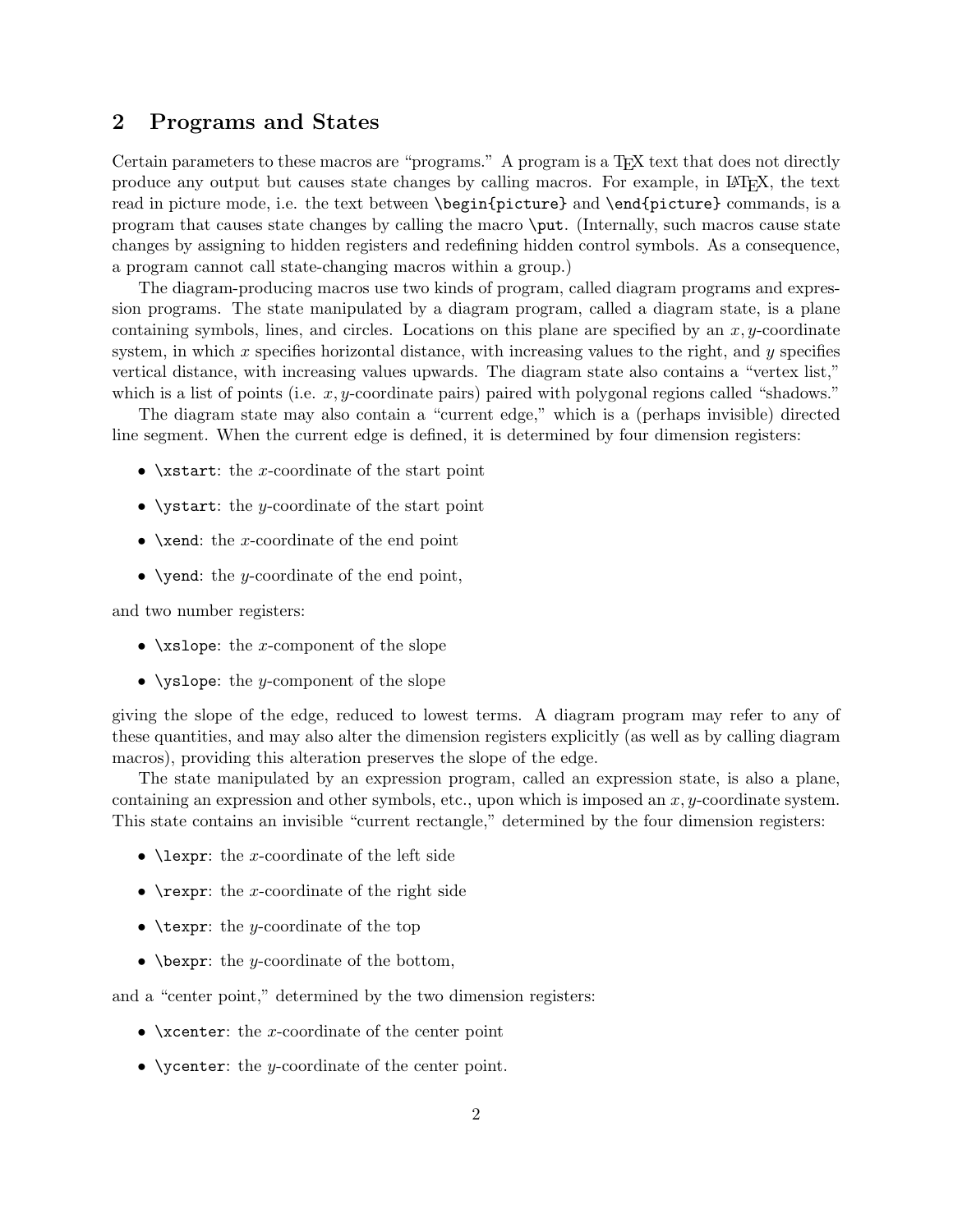## 2 Programs and States

Certain parameters to these macros are "programs." A program is a TeX text that does not directly produce any output but causes state changes by calling macros. For example, in LaTeX, the text read in picture mode, i.e. the text between `\begin{picture}` and `\end{picture}` commands, is a program that causes state changes by calling the macro `\put`. (Internally, such macros cause state changes by assigning to hidden registers and redefining hidden control symbols. As a consequence, a program cannot call state-changing macros within a group.)

The diagram-producing macros use two kinds of program, called diagram programs and expression programs. The state manipulated by a diagram program, called a diagram state, is a plane containing symbols, lines, and circles. Locations on this plane are specified by an $x, y$-coordinate system, in which $x$ specifies horizontal distance, with increasing values to the right, and $y$ specifies vertical distance, with increasing values upwards. The diagram state also contains a "vertex list," which is a list of points (i.e. $x, y$-coordinate pairs) paired with polygonal regions called "shadows."

The diagram state may also contain a "current edge," which is a (perhaps invisible) directed line segment. When the current edge is defined, it is determined by four dimension registers:

- `\xstart`: the $x$-coordinate of the start point
- `\ystart`: the $y$-coordinate of the start point
- `\xend`: the $x$-coordinate of the end point
- `\yend`: the $y$-coordinate of the end point,

and two number registers:

- `\xslope`: the $x$-component of the slope
- `\yslope`: the $y$-component of the slope

giving the slope of the edge, reduced to lowest terms. A diagram program may refer to any of these quantities, and may also alter the dimension registers explicitly (as well as by calling diagram macros), providing this alteration preserves the slope of the edge.

The state manipulated by an expression program, called an expression state, is also a plane, containing an expression and other symbols, etc., upon which is imposed an $x, y$-coordinate system. This state contains an invisible "current rectangle," determined by the four dimension registers:

- `\lexpr`: the $x$-coordinate of the left side
- `\rexpr`: the $x$-coordinate of the right side
- `\texpr`: the $y$-coordinate of the top
- `\bexpr`: the $y$-coordinate of the bottom,

and a "center point," determined by the two dimension registers:

- `\xcenter`: the $x$-coordinate of the center point
- `\ycenter`: the $y$-coordinate of the center point.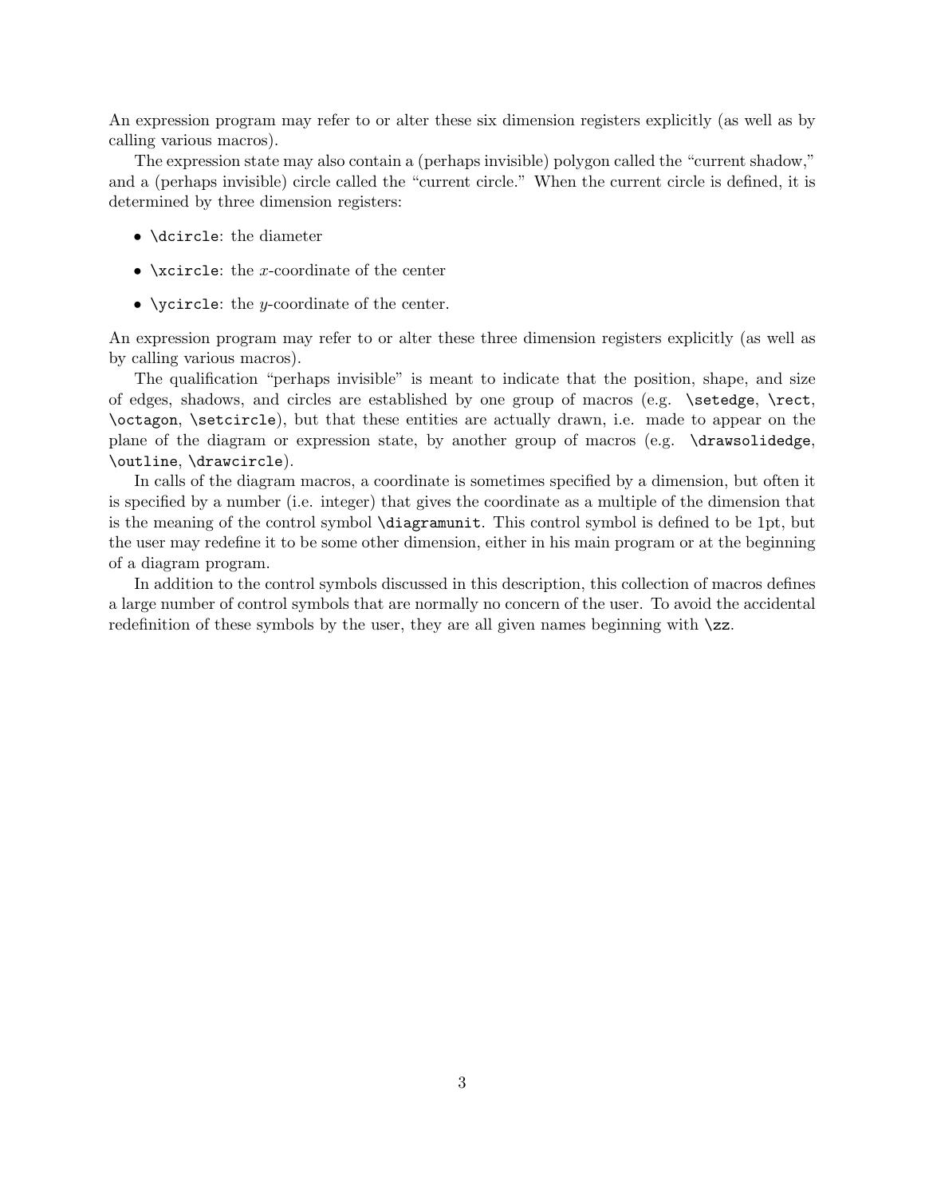An expression program may refer to or alter these six dimension registers explicitly (as well as by calling various macros).

The expression state may also contain a (perhaps invisible) polygon called the "current shadow," and a (perhaps invisible) circle called the "current circle." When the current circle is defined, it is determined by three dimension registers:

- `\dcircle`: the diameter
- `\xcircle`: the $x$-coordinate of the center
- `\ycircle`: the $y$-coordinate of the center.

An expression program may refer to or alter these three dimension registers explicitly (as well as by calling various macros).

The qualification "perhaps invisible" is meant to indicate that the position, shape, and size of edges, shadows, and circles are established by one group of macros (e.g. `\setedge`, `\rect`, `\octagon`, `\setcircle`), but that these entities are actually drawn, i.e. made to appear on the plane of the diagram or expression state, by another group of macros (e.g. `\drawsolidedge`, `\outline`, `\drawcircle`).

In calls of the diagram macros, a coordinate is sometimes specified by a dimension, but often it is specified by a number (i.e. integer) that gives the coordinate as a multiple of the dimension that is the meaning of the control symbol `\diagramunit`. This control symbol is defined to be 1pt, but the user may redefine it to be some other dimension, either in his main program or at the beginning of a diagram program.

In addition to the control symbols discussed in this description, this collection of macros defines a large number of control symbols that are normally no concern of the user. To avoid the accidental redefinition of these symbols by the user, they are all given names beginning with `\zz`.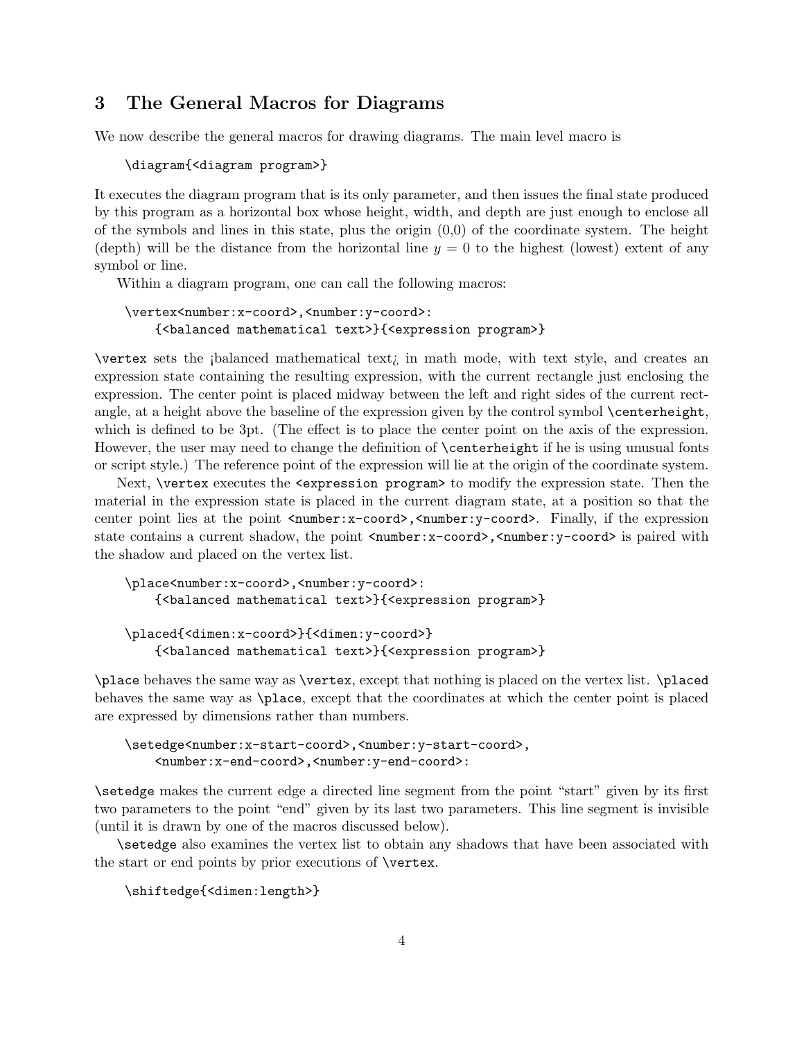## 3 The General Macros for Diagrams

We now describe the general macros for drawing diagrams. The main level macro is

```
\diagram{<diagram program>}
```

It executes the diagram program that is its only parameter, and then issues the final state produced by this program as a horizontal box whose height, width, and depth are just enough to enclose all of the symbols and lines in this state, plus the origin (0,0) of the coordinate system. The height (depth) will be the distance from the horizontal line $y = 0$ to the highest (lowest) extent of any symbol or line.

Within a diagram program, one can call the following macros:

```
\vertex<number:x-coord>,<number:y-coord>:
    {<balanced mathematical text>}{<expression program>}
```

`\vertex` sets the ¡balanced mathematical text¿ in math mode, with text style, and creates an expression state containing the resulting expression, with the current rectangle just enclosing the expression. The center point is placed midway between the left and right sides of the current rectangle, at a height above the baseline of the expression given by the control symbol `\centerheight`, which is defined to be 3pt. (The effect is to place the center point on the axis of the expression. However, the user may need to change the definition of `\centerheight` if he is using unusual fonts or script style.) The reference point of the expression will lie at the origin of the coordinate system.

Next, `\vertex` executes the `<expression program>` to modify the expression state. Then the material in the expression state is placed in the current diagram state, at a position so that the center point lies at the point `<number:x-coord>,<number:y-coord>`. Finally, if the expression state contains a current shadow, the point `<number:x-coord>,<number:y-coord>` is paired with the shadow and placed on the vertex list.

```
\place<number:x-coord>,<number:y-coord>:
    {<balanced mathematical text>}{<expression program>}

\placed{<dimen:x-coord>}{<dimen:y-coord>}
    {<balanced mathematical text>}{<expression program>}
```

`\place` behaves the same way as `\vertex`, except that nothing is placed on the vertex list. `\placed` behaves the same way as `\place`, except that the coordinates at which the center point is placed are expressed by dimensions rather than numbers.

```
\setedge<number:x-start-coord>,<number:y-start-coord>,
    <number:x-end-coord>,<number:y-end-coord>:
```

`\setedge` makes the current edge a directed line segment from the point "start" given by its first two parameters to the point "end" given by its last two parameters. This line segment is invisible (until it is drawn by one of the macros discussed below).

`\setedge` also examines the vertex list to obtain any shadows that have been associated with the start or end points by prior executions of `\vertex`.

```
\shiftedge{<dimen:length>}
```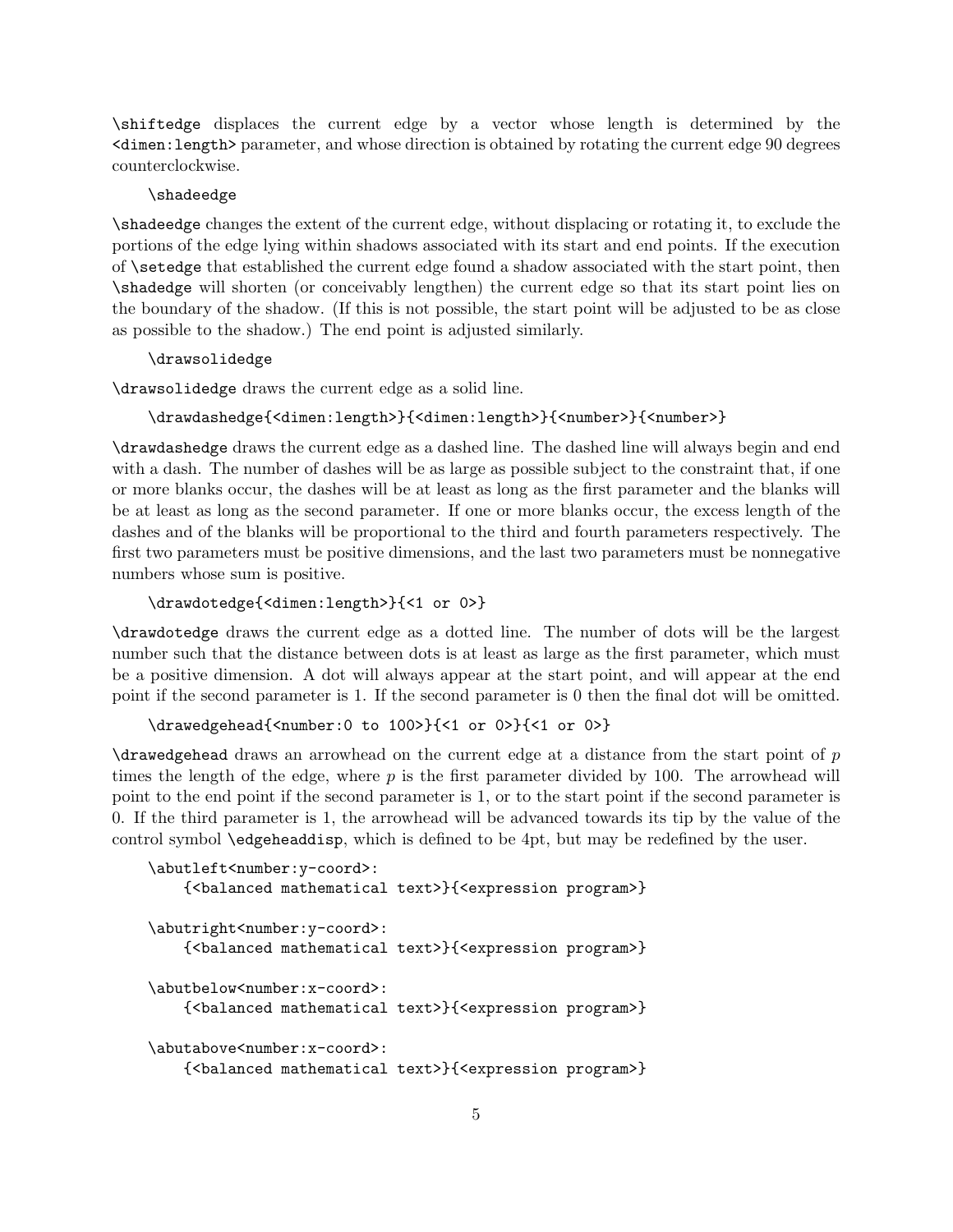`\shiftedge` displaces the current edge by a vector whose length is determined by the `<dimen:length>` parameter, and whose direction is obtained by rotating the current edge 90 degrees counterclockwise.

```
\shadeedge
```

`\shadeedge` changes the extent of the current edge, without displacing or rotating it, to exclude the portions of the edge lying within shadows associated with its start and end points. If the execution of `\setedge` that established the current edge found a shadow associated with the start point, then `\shadedge` will shorten (or conceivably lengthen) the current edge so that its start point lies on the boundary of the shadow. (If this is not possible, the start point will be adjusted to be as close as possible to the shadow.) The end point is adjusted similarly.

```
\drawsolidedge
```

`\drawsolidedge` draws the current edge as a solid line.

```
\drawdashedge{<dimen:length>}{<dimen:length>}{<number>}{<number>}
```

`\drawdashedge` draws the current edge as a dashed line. The dashed line will always begin and end with a dash. The number of dashes will be as large as possible subject to the constraint that, if one or more blanks occur, the dashes will be at least as long as the first parameter and the blanks will be at least as long as the second parameter. If one or more blanks occur, the excess length of the dashes and of the blanks will be proportional to the third and fourth parameters respectively. The first two parameters must be positive dimensions, and the last two parameters must be nonnegative numbers whose sum is positive.

```
\drawdotedge{<dimen:length>}{<1 or 0>}
```

`\drawdotedge` draws the current edge as a dotted line. The number of dots will be the largest number such that the distance between dots is at least as large as the first parameter, which must be a positive dimension. A dot will always appear at the start point, and will appear at the end point if the second parameter is 1. If the second parameter is 0 then the final dot will be omitted.

```
\drawedgehead{<number:0 to 100>}{<1 or 0>}{<1 or 0>}
```

`\drawedgehead` draws an arrowhead on the current edge at a distance from the start point of $p$ times the length of the edge, where $p$ is the first parameter divided by 100. The arrowhead will point to the end point if the second parameter is 1, or to the start point if the second parameter is 0. If the third parameter is 1, the arrowhead will be advanced towards its tip by the value of the control symbol `\edgeheaddisp`, which is defined to be 4pt, but may be redefined by the user.

```
\abutleft<number:y-coord>:
    {<balanced mathematical text>}{<expression program>}

\abutright<number:y-coord>:
    {<balanced mathematical text>}{<expression program>}

\abutbelow<number:x-coord>:
    {<balanced mathematical text>}{<expression program>}

\abutabove<number:x-coord>:
    {<balanced mathematical text>}{<expression program>}
```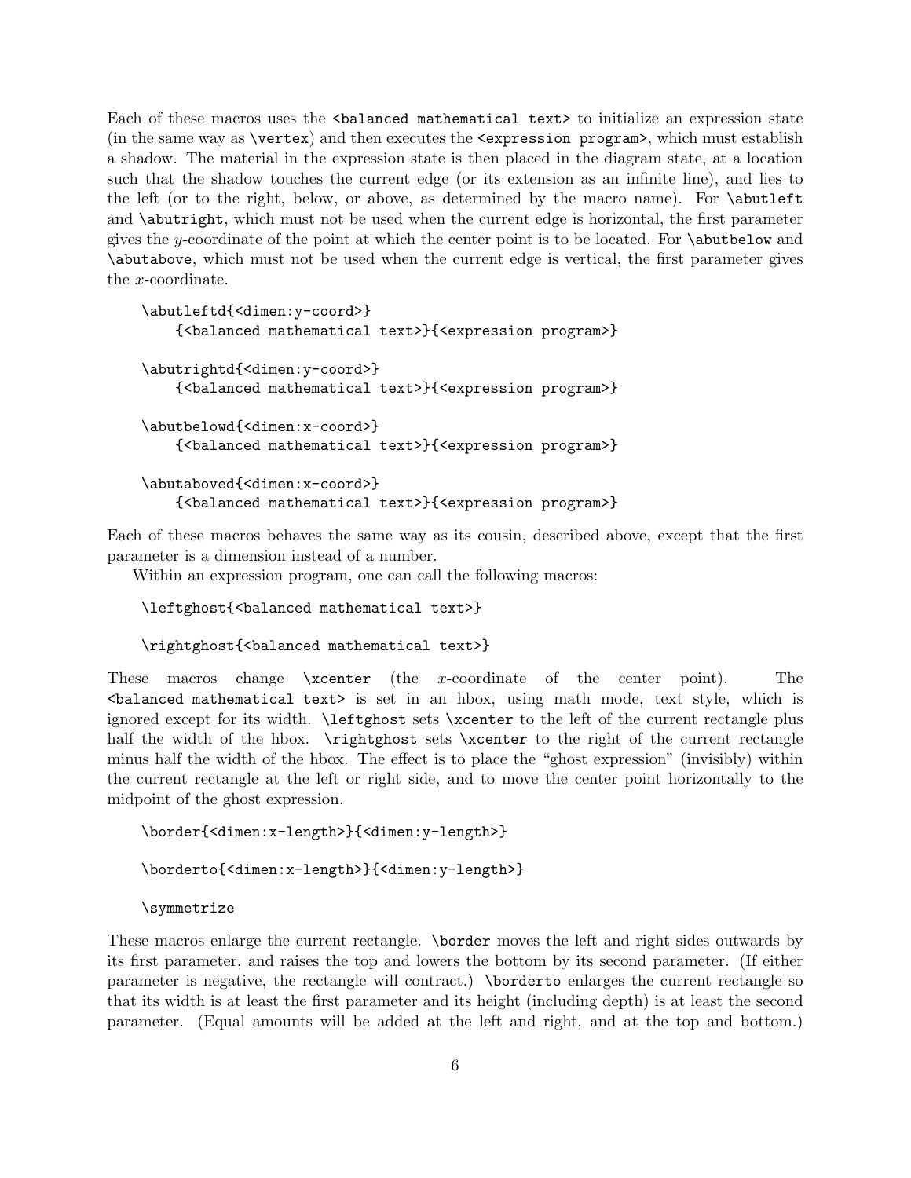Each of these macros uses the `<balanced mathematical text>` to initialize an expression state (in the same way as `\vertex`) and then executes the `<expression program>`, which must establish a shadow. The material in the expression state is then placed in the diagram state, at a location such that the shadow touches the current edge (or its extension as an infinite line), and lies to the left (or to the right, below, or above, as determined by the macro name). For `\abutleft` and `\abutright`, which must not be used when the current edge is horizontal, the first parameter gives the $y$-coordinate of the point at which the center point is to be located. For `\abutbelow` and `\abutabove`, which must not be used when the current edge is vertical, the first parameter gives the $x$-coordinate.

```
\abutleftd{<dimen:y-coord>}
    {<balanced mathematical text>}{<expression program>}

\abutrightd{<dimen:y-coord>}
    {<balanced mathematical text>}{<expression program>}

\abutbelowd{<dimen:x-coord>}
    {<balanced mathematical text>}{<expression program>}

\abutaboved{<dimen:x-coord>}
    {<balanced mathematical text>}{<expression program>}
```

Each of these macros behaves the same way as its cousin, described above, except that the first parameter is a dimension instead of a number.

Within an expression program, one can call the following macros:

```
\leftghost{<balanced mathematical text>}

\rightghost{<balanced mathematical text>}
```

These macros change `\xcenter` (the $x$-coordinate of the center point). The `<balanced mathematical text>` is set in an hbox, using math mode, text style, which is ignored except for its width. `\leftghost` sets `\xcenter` to the left of the current rectangle plus half the width of the hbox. `\rightghost` sets `\xcenter` to the right of the current rectangle minus half the width of the hbox. The effect is to place the "ghost expression" (invisibly) within the current rectangle at the left or right side, and to move the center point horizontally to the midpoint of the ghost expression.

```
\border{<dimen:x-length>}{<dimen:y-length>}

\borderto{<dimen:x-length>}{<dimen:y-length>}

\symmetrize
```

These macros enlarge the current rectangle. `\border` moves the left and right sides outwards by its first parameter, and raises the top and lowers the bottom by its second parameter. (If either parameter is negative, the rectangle will contract.) `\borderto` enlarges the current rectangle so that its width is at least the first parameter and its height (including depth) is at least the second parameter. (Equal amounts will be added at the left and right, and at the top and bottom.)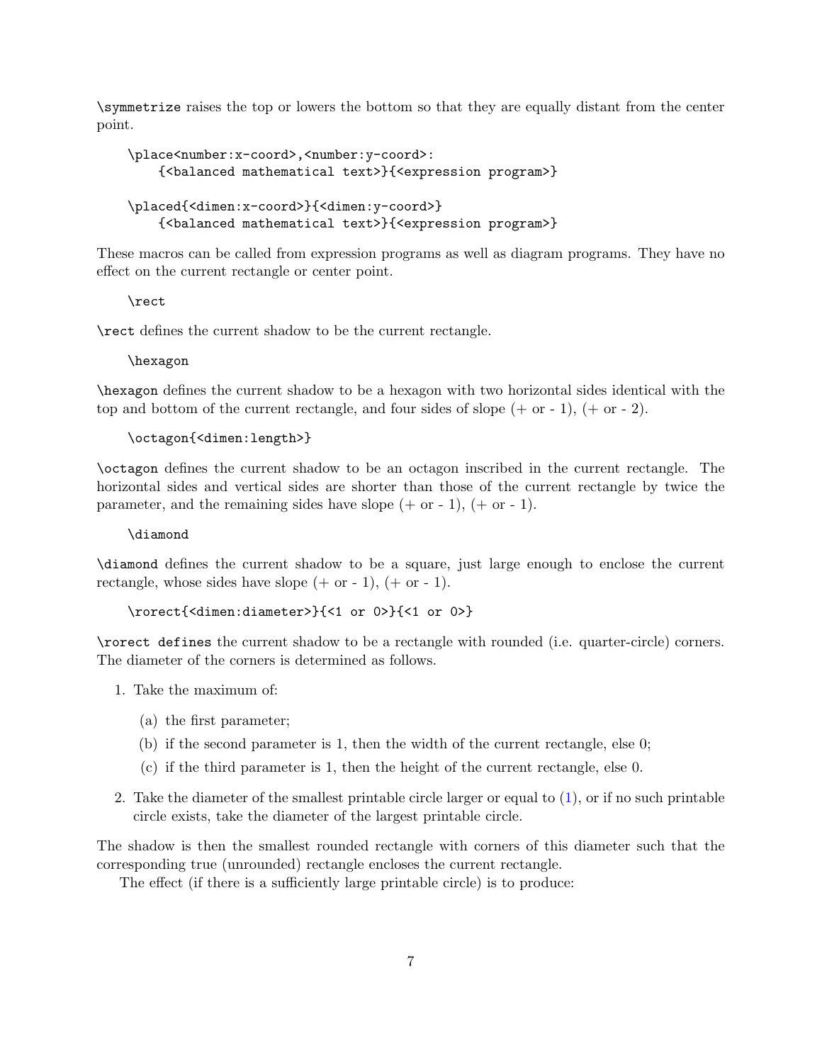`\symmetrize` raises the top or lowers the bottom so that they are equally distant from the center point.

```
\place<number:x-coord>,<number:y-coord>:
    {<balanced mathematical text>}{<expression program>}

\placed{<dimen:x-coord>}{<dimen:y-coord>}
    {<balanced mathematical text>}{<expression program>}
```

These macros can be called from expression programs as well as diagram programs. They have no effect on the current rectangle or center point.

```
\rect
```

`\rect` defines the current shadow to be the current rectangle.

```
\hexagon
```

`\hexagon` defines the current shadow to be a hexagon with two horizontal sides identical with the top and bottom of the current rectangle, and four sides of slope (+ or - 1), (+ or - 2).

```
\octagon{<dimen:length>}
```

`\octagon` defines the current shadow to be an octagon inscribed in the current rectangle. The horizontal sides and vertical sides are shorter than those of the current rectangle by twice the parameter, and the remaining sides have slope (+ or - 1), (+ or - 1).

```
\diamond
```

`\diamond` defines the current shadow to be a square, just large enough to enclose the current rectangle, whose sides have slope (+ or - 1), (+ or - 1).

```
\rorect{<dimen:diameter>}{<1 or 0>}{<1 or 0>}
```

`\rorect defines` the current shadow to be a rectangle with rounded (i.e. quarter-circle) corners. The diameter of the corners is determined as follows.

1. Take the maximum of:
   (a) the first parameter;
   (b) if the second parameter is 1, then the width of the current rectangle, else 0;
   (c) if the third parameter is 1, then the height of the current rectangle, else 0.
2. Take the diameter of the smallest printable circle larger or equal to (1), or if no such printable circle exists, take the diameter of the largest printable circle.

The shadow is then the smallest rounded rectangle with corners of this diameter such that the corresponding true (unrounded) rectangle encloses the current rectangle.

The effect (if there is a sufficiently large printable circle) is to produce: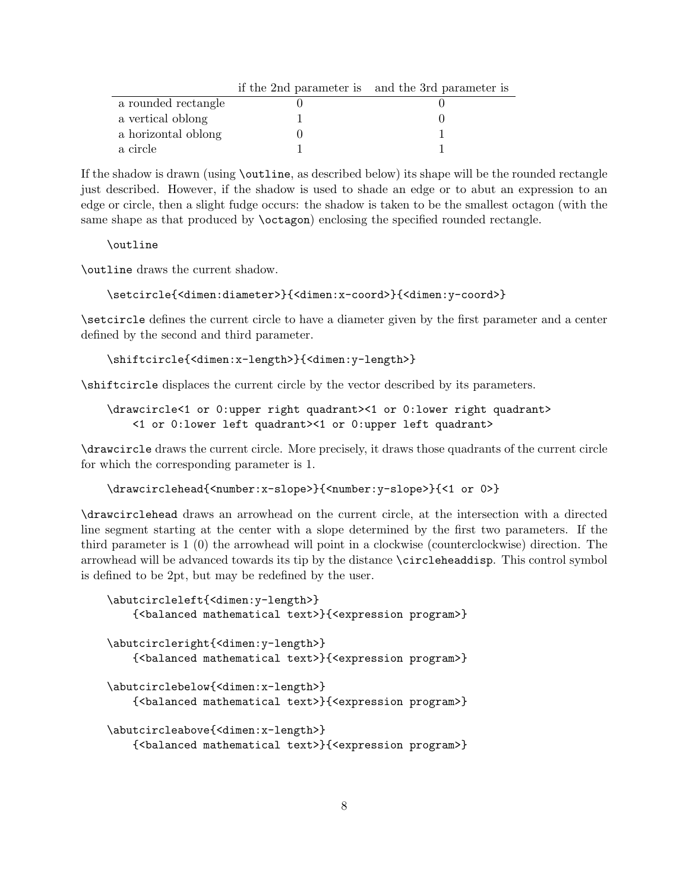| | if the 2nd parameter is | and the 3rd parameter is |
|---|---|---|
| a rounded rectangle | 0 | 0 |
| a vertical oblong | 1 | 0 |
| a horizontal oblong | 0 | 1 |
| a circle | 1 | 1 |

If the shadow is drawn (using `\outline`, as described below) its shape will be the rounded rectangle just described. However, if the shadow is used to shade an edge or to abut an expression to an edge or circle, then a slight fudge occurs: the shadow is taken to be the smallest octagon (with the same shape as that produced by `\octagon`) enclosing the specified rounded rectangle.

```
\outline
```

`\outline` draws the current shadow.

```
\setcircle{<dimen:diameter>}{<dimen:x-coord>}{<dimen:y-coord>}
```

`\setcircle` defines the current circle to have a diameter given by the first parameter and a center defined by the second and third parameter.

```
\shiftcircle{<dimen:x-length>}{<dimen:y-length>}
```

`\shiftcircle` displaces the current circle by the vector described by its parameters.

```
\drawcircle<1 or 0:upper right quadrant><1 or 0:lower right quadrant>
    <1 or 0:lower left quadrant><1 or 0:upper left quadrant>
```

`\drawcircle` draws the current circle. More precisely, it draws those quadrants of the current circle for which the corresponding parameter is 1.

```
\drawcirclehead{<number:x-slope>}{<number:y-slope>}{<1 or 0>}
```

`\drawcirclehead` draws an arrowhead on the current circle, at the intersection with a directed line segment starting at the center with a slope determined by the first two parameters. If the third parameter is 1 (0) the arrowhead will point in a clockwise (counterclockwise) direction. The arrowhead will be advanced towards its tip by the distance `\circleheaddisp`. This control symbol is defined to be 2pt, but may be redefined by the user.

```
\abutcircleleft{<dimen:y-length>}
    {<balanced mathematical text>}{<expression program>}

\abutcircleright{<dimen:y-length>}
    {<balanced mathematical text>}{<expression program>}

\abutcirclebelow{<dimen:x-length>}
    {<balanced mathematical text>}{<expression program>}

\abutcircleabove{<dimen:x-length>}
    {<balanced mathematical text>}{<expression program>}
```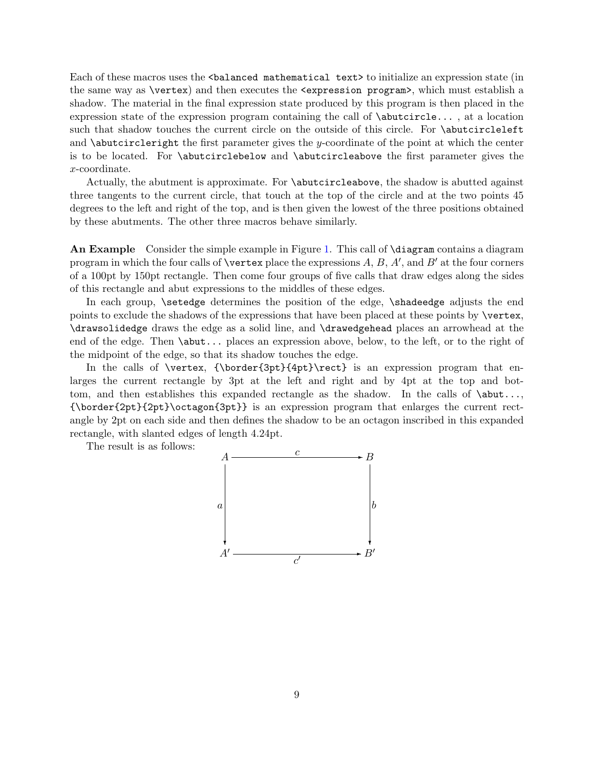Each of these macros uses the `<balanced mathematical text>` to initialize an expression state (in the same way as `\vertex`) and then executes the `<expression program>`, which must establish a shadow. The material in the final expression state produced by this program is then placed in the expression state of the expression program containing the call of `\abutcircle...` , at a location such that shadow touches the current circle on the outside of this circle. For `\abutcircleleft` and `\abutcircleright` the first parameter gives the $y$-coordinate of the point at which the center is to be located. For `\abutcirclebelow` and `\abutcircleabove` the first parameter gives the $x$-coordinate.

Actually, the abutment is approximate. For `\abutcircleabove`, the shadow is abutted against three tangents to the current circle, that touch at the top of the circle and at the two points 45 degrees to the left and right of the top, and is then given the lowest of the three positions obtained by these abutments. The other three macros behave similarly.

**An Example** Consider the simple example in Figure 1. This call of `\diagram` contains a diagram program in which the four calls of `\vertex` place the expressions $A$, $B$, $A'$, and $B'$ at the four corners of a 100pt by 150pt rectangle. Then come four groups of five calls that draw edges along the sides of this rectangle and abut expressions to the middles of these edges.

In each group, `\setedge` determines the position of the edge, `\shadeedge` adjusts the end points to exclude the shadows of the expressions that have been placed at these points by `\vertex`, `\drawsolidedge` draws the edge as a solid line, and `\drawedgehead` places an arrowhead at the end of the edge. Then `\abut...` places an expression above, below, to the left, or to the right of the midpoint of the edge, so that its shadow touches the edge.

In the calls of `\vertex`, `{\border{3pt}{4pt}\rect}` is an expression program that enlarges the current rectangle by 3pt at the left and right and by 4pt at the top and bottom, and then establishes this expanded rectangle as the shadow. In the calls of `\abut...`, `{\border{2pt}{2pt}\octagon{3pt}}` is an expression program that enlarges the current rectangle by 2pt on each side and then defines the shadow to be an octagon inscribed in this expanded rectangle, with slanted edges of length 4.24pt.

The result is as follows:

$$
\begin{array}{ccc}
A & \xrightarrow{\quad c \quad} & B \\
{\scriptstyle a}\big\downarrow & & \big\downarrow{\scriptstyle b} \\
A' & \xrightarrow[\quad c' \quad]{} & B'
\end{array}
$$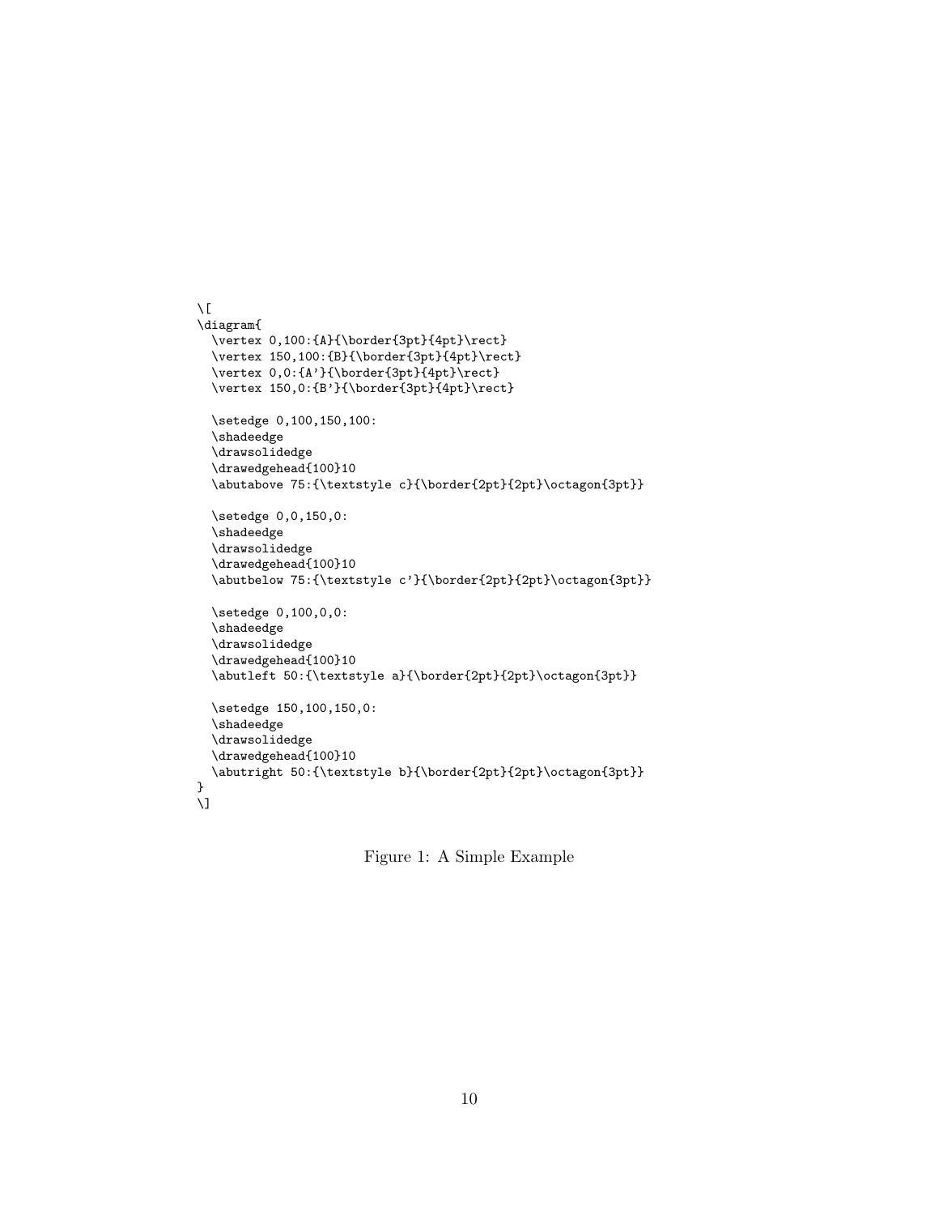```
\[
\diagram{
  \vertex 0,100:{A}{\border{3pt}{4pt}\rect}
  \vertex 150,100:{B}{\border{3pt}{4pt}\rect}
  \vertex 0,0:{A'}{\border{3pt}{4pt}\rect}
  \vertex 150,0:{B'}{\border{3pt}{4pt}\rect}

  \setedge 0,100,150,100:
  \shadeedge
  \drawsolidedge
  \drawedgehead{100}10
  \abutabove 75:{\textstyle c}{\border{2pt}{2pt}\octagon{3pt}}

  \setedge 0,0,150,0:
  \shadeedge
  \drawsolidedge
  \drawedgehead{100}10
  \abutbelow 75:{\textstyle c'}{\border{2pt}{2pt}\octagon{3pt}}

  \setedge 0,100,0,0:
  \shadeedge
  \drawsolidedge
  \drawedgehead{100}10
  \abutleft 50:{\textstyle a}{\border{2pt}{2pt}\octagon{3pt}}

  \setedge 150,100,150,0:
  \shadeedge
  \drawsolidedge
  \drawedgehead{100}10
  \abutright 50:{\textstyle b}{\border{2pt}{2pt}\octagon{3pt}}
}
\]
```

Figure 1: A Simple Example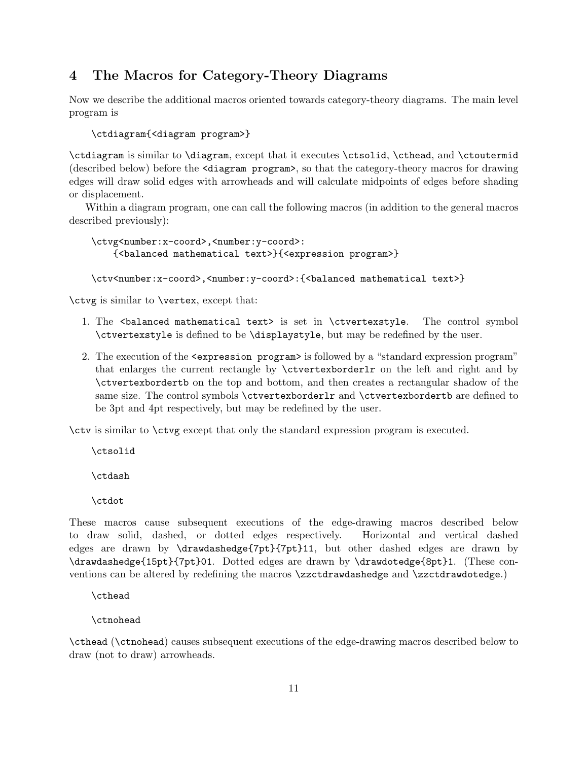## 4 The Macros for Category-Theory Diagrams

Now we describe the additional macros oriented towards category-theory diagrams. The main level program is

```
\ctdiagram{<diagram program>}
```

`\ctdiagram` is similar to `\diagram`, except that it executes `\ctsolid`, `\cthead`, and `\ctoutermid` (described below) before the `<diagram program>`, so that the category-theory macros for drawing edges will draw solid edges with arrowheads and will calculate midpoints of edges before shading or displacement.

Within a diagram program, one can call the following macros (in addition to the general macros described previously):

```
\ctvg<number:x-coord>,<number:y-coord>:
    {<balanced mathematical text>}{<expression program>}
```

```
\ctv<number:x-coord>,<number:y-coord>:{<balanced mathematical text>}
```

`\ctvg` is similar to `\vertex`, except that:

1. The `<balanced mathematical text>` is set in `\ctvertexstyle`. The control symbol `\ctvertexstyle` is defined to be `\displaystyle`, but may be redefined by the user.
2. The execution of the `<expression program>` is followed by a "standard expression program" that enlarges the current rectangle by `\ctvertexborderlr` on the left and right and by `\ctvertexbordertb` on the top and bottom, and then creates a rectangular shadow of the same size. The control symbols `\ctvertexborderlr` and `\ctvertexbordertb` are defined to be 3pt and 4pt respectively, but may be redefined by the user.

`\ctv` is similar to `\ctvg` except that only the standard expression program is executed.

```
\ctsolid
```

```
\ctdash
```

```
\ctdot
```

These macros cause subsequent executions of the edge-drawing macros described below to draw solid, dashed, or dotted edges respectively. Horizontal and vertical dashed edges are drawn by `\drawdashedge{7pt}{7pt}11`, but other dashed edges are drawn by `\drawdashedge{15pt}{7pt}01`. Dotted edges are drawn by `\drawdotedge{8pt}1`. (These conventions can be altered by redefining the macros `\zzctdrawdashedge` and `\zzctdrawdotedge`.)

```
\cthead
```

```
\ctnohead
```

`\cthead` (`\ctnohead`) causes subsequent executions of the edge-drawing macros described below to draw (not to draw) arrowheads.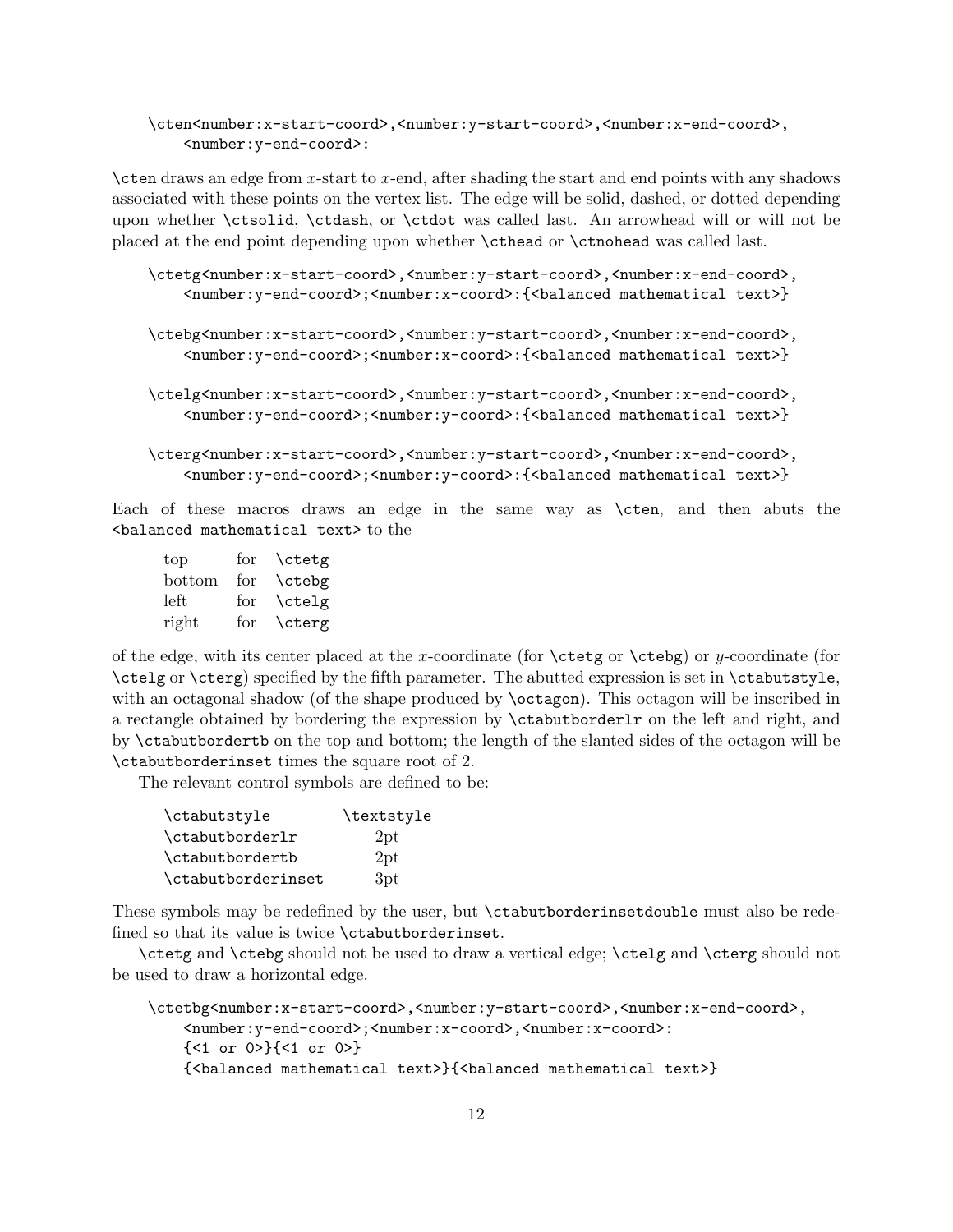```
\cten<number:x-start-coord>,<number:y-start-coord>,<number:x-end-coord>,
    <number:y-end-coord>:
```

`\cten` draws an edge from *x*-start to *x*-end, after shading the start and end points with any shadows associated with these points on the vertex list. The edge will be solid, dashed, or dotted depending upon whether `\ctsolid`, `\ctdash`, or `\ctdot` was called last. An arrowhead will or will not be placed at the end point depending upon whether `\cthead` or `\ctnohead` was called last.

```
\ctetg<number:x-start-coord>,<number:y-start-coord>,<number:x-end-coord>,
    <number:y-end-coord>;<number:x-coord>:{<balanced mathematical text>}

\ctebg<number:x-start-coord>,<number:y-start-coord>,<number:x-end-coord>,
    <number:y-end-coord>;<number:x-coord>:{<balanced mathematical text>}

\ctelg<number:x-start-coord>,<number:y-start-coord>,<number:x-end-coord>,
    <number:y-end-coord>;<number:y-coord>:{<balanced mathematical text>}

\cterg<number:x-start-coord>,<number:y-start-coord>,<number:x-end-coord>,
    <number:y-end-coord>;<number:y-coord>:{<balanced mathematical text>}
```

Each of these macros draws an edge in the same way as `\cten`, and then abuts the `<balanced mathematical text>` to the

| | | |
|---|---|---|
| top | for | `\ctetg` |
| bottom | for | `\ctebg` |
| left | for | `\ctelg` |
| right | for | `\cterg` |

of the edge, with its center placed at the *x*-coordinate (for `\ctetg` or `\ctebg`) or *y*-coordinate (for `\ctelg` or `\cterg`) specified by the fifth parameter. The abutted expression is set in `\ctabutstyle`, with an octagonal shadow (of the shape produced by `\octagon`). This octagon will be inscribed in a rectangle obtained by bordering the expression by `\ctabutborderlr` on the left and right, and by `\ctabutbordertb` on the top and bottom; the length of the slanted sides of the octagon will be `\ctabutborderinset` times the square root of 2.

The relevant control symbols are defined to be:

| | |
|---|---|
| `\ctabutstyle` | `\textstyle` |
| `\ctabutborderlr` | 2pt |
| `\ctabutbordertb` | 2pt |
| `\ctabutborderinset` | 3pt |

These symbols may be redefined by the user, but `\ctabutborderinsetdouble` must also be redefined so that its value is twice `\ctabutborderinset`.

`\ctetg` and `\ctebg` should not be used to draw a vertical edge; `\ctelg` and `\cterg` should not be used to draw a horizontal edge.

```
\ctetbg<number:x-start-coord>,<number:y-start-coord>,<number:x-end-coord>,
    <number:y-end-coord>;<number:x-coord>,<number:x-coord>:
    {<1 or 0>}{<1 or 0>}
    {<balanced mathematical text>}{<balanced mathematical text>}
```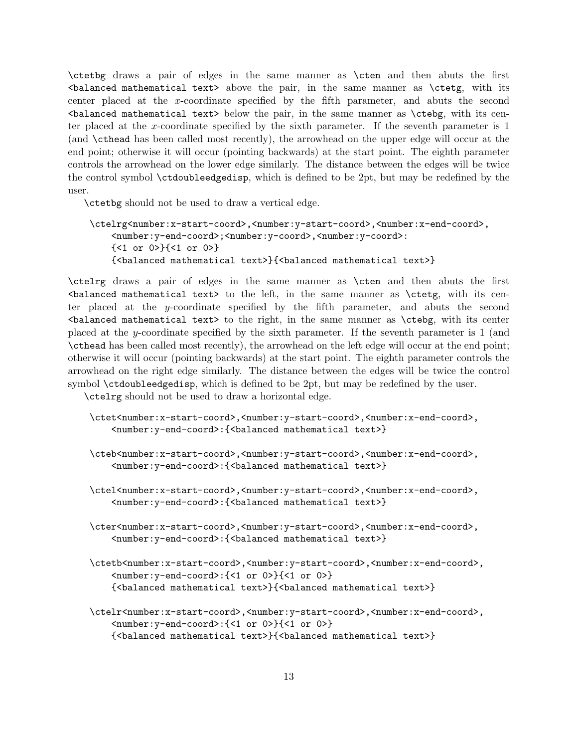`\ctetbg` draws a pair of edges in the same manner as `\cten` and then abuts the first `<balanced mathematical text>` above the pair, in the same manner as `\ctetg`, with its center placed at the $x$-coordinate specified by the fifth parameter, and abuts the second `<balanced mathematical text>` below the pair, in the same manner as `\ctebg`, with its center placed at the $x$-coordinate specified by the sixth parameter. If the seventh parameter is 1 (and `\cthead` has been called most recently), the arrowhead on the upper edge will occur at the end point; otherwise it will occur (pointing backwards) at the start point. The eighth parameter controls the arrowhead on the lower edge similarly. The distance between the edges will be twice the control symbol `\ctdoubleedgedisp`, which is defined to be 2pt, but may be redefined by the user.

`\ctetbg` should not be used to draw a vertical edge.

```
\ctelrg<number:x-start-coord>,<number:y-start-coord>,<number:x-end-coord>,
    <number:y-end-coord>;<number:y-coord>,<number:y-coord>:
    {<1 or 0>}{<1 or 0>}
    {<balanced mathematical text>}{<balanced mathematical text>}
```

`\ctelrg` draws a pair of edges in the same manner as `\cten` and then abuts the first `<balanced mathematical text>` to the left, in the same manner as `\ctetg`, with its center placed at the $y$-coordinate specified by the fifth parameter, and abuts the second `<balanced mathematical text>` to the right, in the same manner as `\ctebg`, with its center placed at the $y$-coordinate specified by the sixth parameter. If the seventh parameter is 1 (and `\cthead` has been called most recently), the arrowhead on the left edge will occur at the end point; otherwise it will occur (pointing backwards) at the start point. The eighth parameter controls the arrowhead on the right edge similarly. The distance between the edges will be twice the control symbol `\ctdoubleedgedisp`, which is defined to be 2pt, but may be redefined by the user.

`\ctelrg` should not be used to draw a horizontal edge.

```
\ctet<number:x-start-coord>,<number:y-start-coord>,<number:x-end-coord>,
    <number:y-end-coord>:{<balanced mathematical text>}

\cteb<number:x-start-coord>,<number:y-start-coord>,<number:x-end-coord>,
    <number:y-end-coord>:{<balanced mathematical text>}

\ctel<number:x-start-coord>,<number:y-start-coord>,<number:x-end-coord>,
    <number:y-end-coord>:{<balanced mathematical text>}

\cter<number:x-start-coord>,<number:y-start-coord>,<number:x-end-coord>,
    <number:y-end-coord>:{<balanced mathematical text>}

\ctetb<number:x-start-coord>,<number:y-start-coord>,<number:x-end-coord>,
    <number:y-end-coord>:{<1 or 0>}{<1 or 0>}
    {<balanced mathematical text>}{<balanced mathematical text>}

\ctelr<number:x-start-coord>,<number:y-start-coord>,<number:x-end-coord>,
    <number:y-end-coord>:{<1 or 0>}{<1 or 0>}
    {<balanced mathematical text>}{<balanced mathematical text>}
```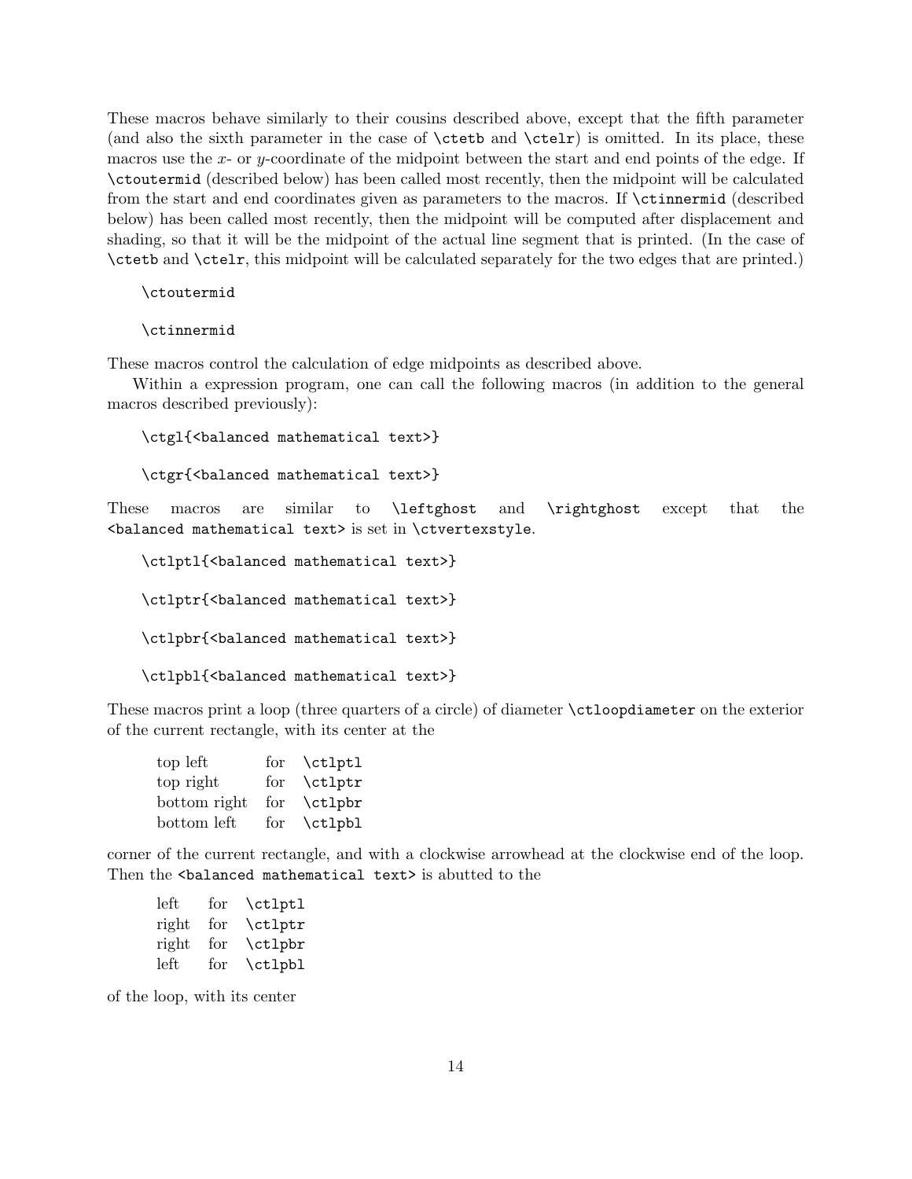These macros behave similarly to their cousins described above, except that the fifth parameter (and also the sixth parameter in the case of `\ctetb` and `\ctelr`) is omitted. In its place, these macros use the $x$- or $y$-coordinate of the midpoint between the start and end points of the edge. If `\ctoutermid` (described below) has been called most recently, then the midpoint will be calculated from the start and end coordinates given as parameters to the macros. If `\ctinnermid` (described below) has been called most recently, then the midpoint will be computed after displacement and shading, so that it will be the midpoint of the actual line segment that is printed. (In the case of `\ctetb` and `\ctelr`, this midpoint will be calculated separately for the two edges that are printed.)

```
\ctoutermid
```

```
\ctinnermid
```

These macros control the calculation of edge midpoints as described above.

Within a expression program, one can call the following macros (in addition to the general macros described previously):

```
\ctgl{<balanced mathematical text>}
```

```
\ctgr{<balanced mathematical text>}
```

These macros are similar to `\leftghost` and `\rightghost` except that the `<balanced mathematical text>` is set in `\ctvertexstyle`.

```
\ctlptl{<balanced mathematical text>}
```

```
\ctlptr{<balanced mathematical text>}
```

```
\ctlpbr{<balanced mathematical text>}
```

```
\ctlpbl{<balanced mathematical text>}
```

These macros print a loop (three quarters of a circle) of diameter `\ctloopdiameter` on the exterior of the current rectangle, with its center at the

| | | |
|---|---|---|
| top left | for | `\ctlptl` |
| top right | for | `\ctlptr` |
| bottom right | for | `\ctlpbr` |
| bottom left | for | `\ctlpbl` |

corner of the current rectangle, and with a clockwise arrowhead at the clockwise end of the loop. Then the `<balanced mathematical text>` is abutted to the

| | | |
|---|---|---|
| left | for | `\ctlptl` |
| right | for | `\ctlptr` |
| right | for | `\ctlpbr` |
| left | for | `\ctlpbl` |

of the loop, with its center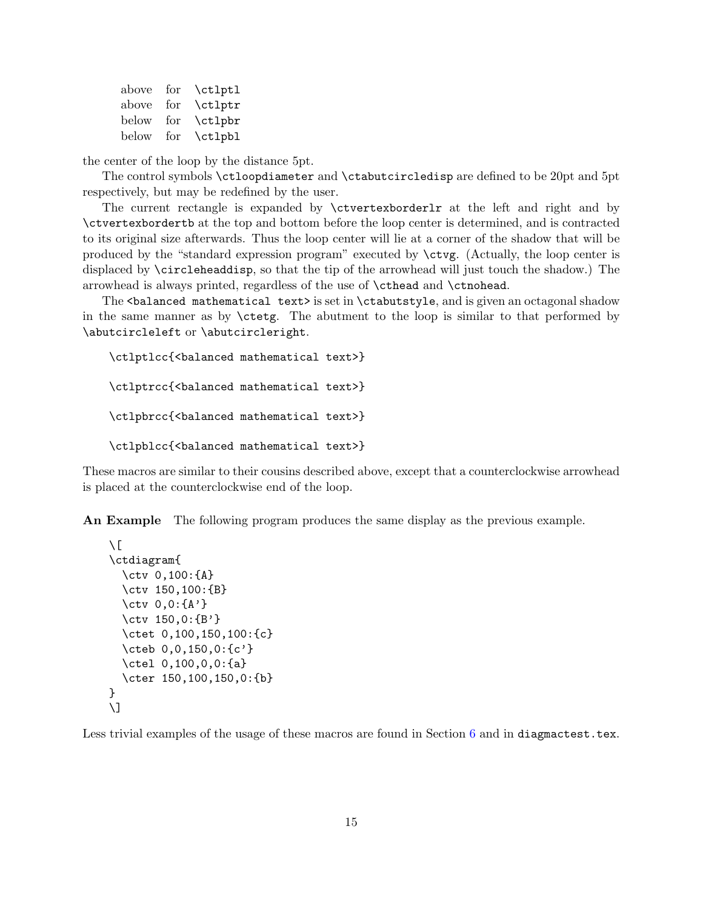| | | |
|---|---|---|
| above | for | `\ctlptl` |
| above | for | `\ctlptr` |
| below | for | `\ctlpbr` |
| below | for | `\ctlpbl` |

the center of the loop by the distance 5pt.

The control symbols `\ctloopdiameter` and `\ctabutcircledisp` are defined to be 20pt and 5pt respectively, but may be redefined by the user.

The current rectangle is expanded by `\ctvertexborderlr` at the left and right and by `\ctvertexbordertb` at the top and bottom before the loop center is determined, and is contracted to its original size afterwards. Thus the loop center will lie at a corner of the shadow that will be produced by the "standard expression program" executed by `\ctvg`. (Actually, the loop center is displaced by `\circleheaddisp`, so that the tip of the arrowhead will just touch the shadow.) The arrowhead is always printed, regardless of the use of `\cthead` and `\ctnohead`.

The `<balanced mathematical text>` is set in `\ctabutstyle`, and is given an octagonal shadow in the same manner as by `\ctetg`. The abutment to the loop is similar to that performed by `\abutcircleleft` or `\abutcircleright`.

```
\ctlptlcc{<balanced mathematical text>}

\ctlptrcc{<balanced mathematical text>}

\ctlpbrcc{<balanced mathematical text>}

\ctlpblcc{<balanced mathematical text>}
```

These macros are similar to their cousins described above, except that a counterclockwise arrowhead is placed at the counterclockwise end of the loop.

**An Example** The following program produces the same display as the previous example.

```
\[
\ctdiagram{
  \ctv 0,100:{A}
  \ctv 150,100:{B}
  \ctv 0,0:{A'}
  \ctv 150,0:{B'}
  \ctet 0,100,150,100:{c}
  \cteb 0,0,150,0:{c'}
  \ctel 0,100,0,0:{a}
  \cter 150,100,150,0:{b}
}
\]
```

Less trivial examples of the usage of these macros are found in Section 6 and in `diagmactest.tex`.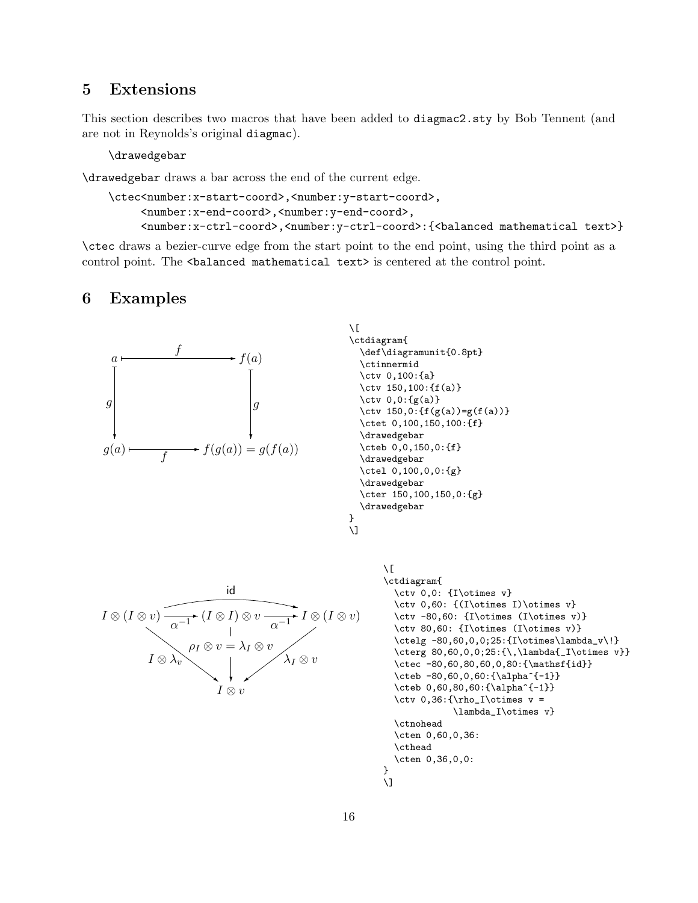## 5 Extensions

This section describes two macros that have been added to diagmac2.sty by Bob Tennent (and are not in Reynolds's original diagmac).

```
\drawedgebar
```

\drawedgebar draws a bar across the end of the current edge.

```
\ctec<number:x-start-coord>,<number:y-start-coord>,
     <number:x-end-coord>,<number:y-end-coord>,
     <number:x-ctrl-coord>,<number:y-ctrl-coord>:{<balanced mathematical text>}
```

\ctec draws a bezier-curve edge from the start point to the end point, using the third point as a control point. The <balanced mathematical text> is centered at the control point.

## 6 Examples

```
\[
\ctdiagram{
  \def\diagramunit{0.8pt}
  \ctinnermid
  \ctv 0,100:{a}
  \ctv 150,100:{f(a)}
  \ctv 0,0:{g(a)}
  \ctv 150,0:{f(g(a))=g(f(a))}
  \ctet 0,100,150,100:{f}
  \drawedgebar
  \cteb 0,0,150,0:{f}
  \drawedgebar
  \ctel 0,100,0,0:{g}
  \drawedgebar
  \cter 150,100,150,0:{g}
  \drawedgebar
}
\]
```

```
\[
\ctdiagram{
  \ctv 0,0: {I\otimes v}
  \ctv 0,60: {(I\otimes I)\otimes v}
  \ctv -80,60: {I\otimes (I\otimes v)}
  \ctv 80,60: {I\otimes (I\otimes v)}
  \ctelg -80,60,0,0;25:{I\otimes\lambda_v\!}
  \cterg 80,60,0,0;25:{\,\lambda{_I\otimes v}}
  \ctec -80,60,80,60,0,80:{\mathsf{id}}
  \cteb -80,60,0,60:{\alpha^{-1}}
  \cteb 0,60,80,60:{\alpha^{-1}}
  \ctv 0,36:{\rho_I\otimes v =
           \lambda_I\otimes v}
  \ctnohead
  \cten 0,60,0,36:
  \cthead
  \cten 0,36,0,0:
}
\]
```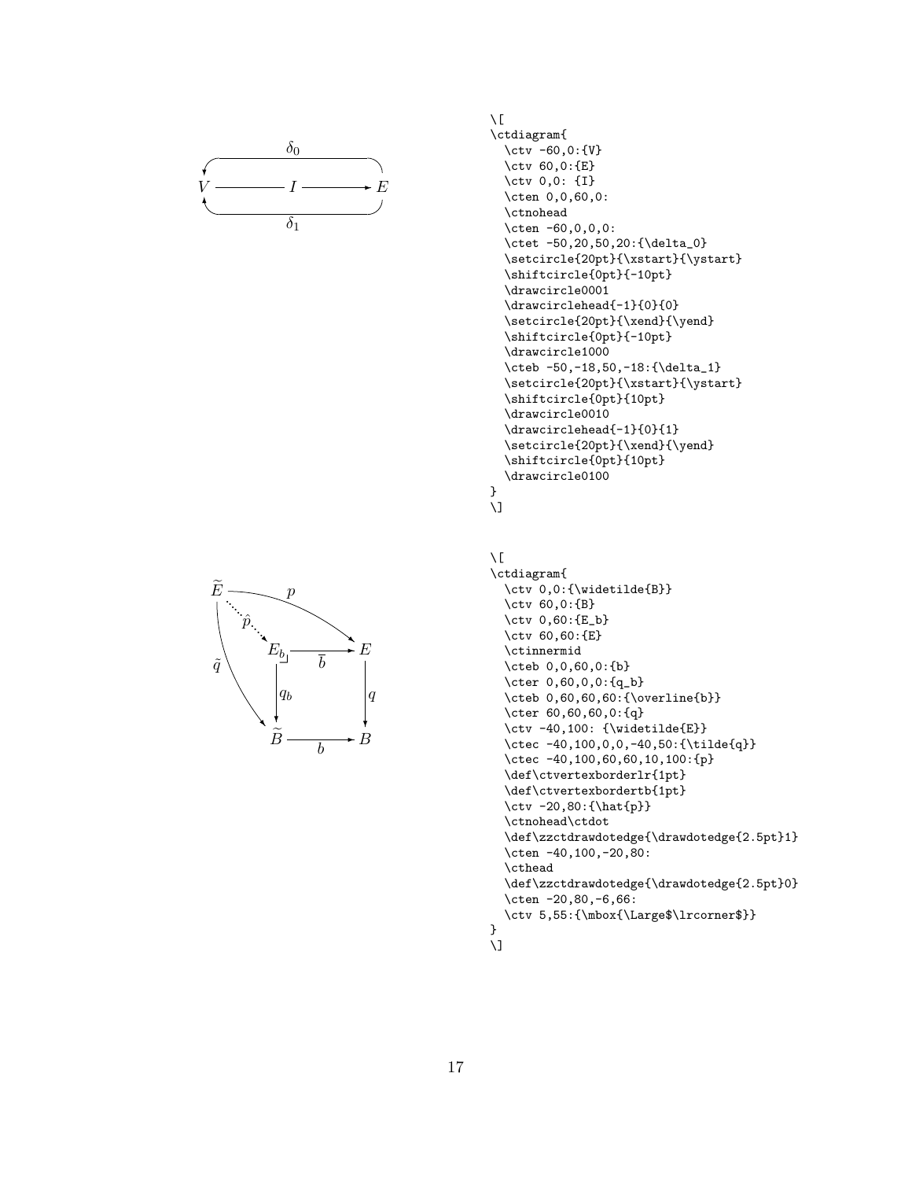```
\[
\ctdiagram{
  \ctv -60,0:{V}
  \ctv 60,0:{E}
  \ctv 0,0: {I}
  \cten 0,0,60,0:
  \ctnohead
  \cten -60,0,0,0:
  \ctet -50,20,50,20:{\delta_0}
  \setcircle{20pt}{\xstart}{\ystart}
  \shiftcircle{0pt}{-10pt}
  \drawcircle0001
  \drawcirclehead{-1}{0}{0}
  \setcircle{20pt}{\xend}{\yend}
  \shiftcircle{0pt}{-10pt}
  \drawcircle1000
  \cteb -50,-18,50,-18:{\delta_1}
  \setcircle{20pt}{\xstart}{\ystart}
  \shiftcircle{0pt}{10pt}
  \drawcircle0010
  \drawcirclehead{-1}{0}{1}
  \setcircle{20pt}{\xend}{\yend}
  \shiftcircle{0pt}{10pt}
  \drawcircle0100
}
\]
```

```
\[
\ctdiagram{
  \ctv 0,0:{\widetilde{B}}
  \ctv 60,0:{B}
  \ctv 0,60:{E_b}
  \ctv 60,60:{E}
  \ctinnermid
  \cteb 0,0,60,0:{b}
  \cter 0,60,0,0:{q_b}
  \cteb 0,60,60,60:{\overline{b}}
  \cter 60,60,60,0:{q}
  \ctv -40,100: {\widetilde{E}}
  \ctec -40,100,0,0,-40,50:{\tilde{q}}
  \ctec -40,100,60,60,10,100:{p}
  \def\ctvertexborderlr{1pt}
  \def\ctvertexbordertb{1pt}
  \ctv -20,80:{\hat{p}}
  \ctnohead\ctdot
  \def\zzctdrawdotedge{\drawdotedge{2.5pt}1}
  \cten -40,100,-20,80:
  \cthead
  \def\zzctdrawdotedge{\drawdotedge{2.5pt}0}
  \cten -20,80,-6,66:
  \ctv 5,55:{\mbox{\Large$\lrcorner$}}
}
\]
```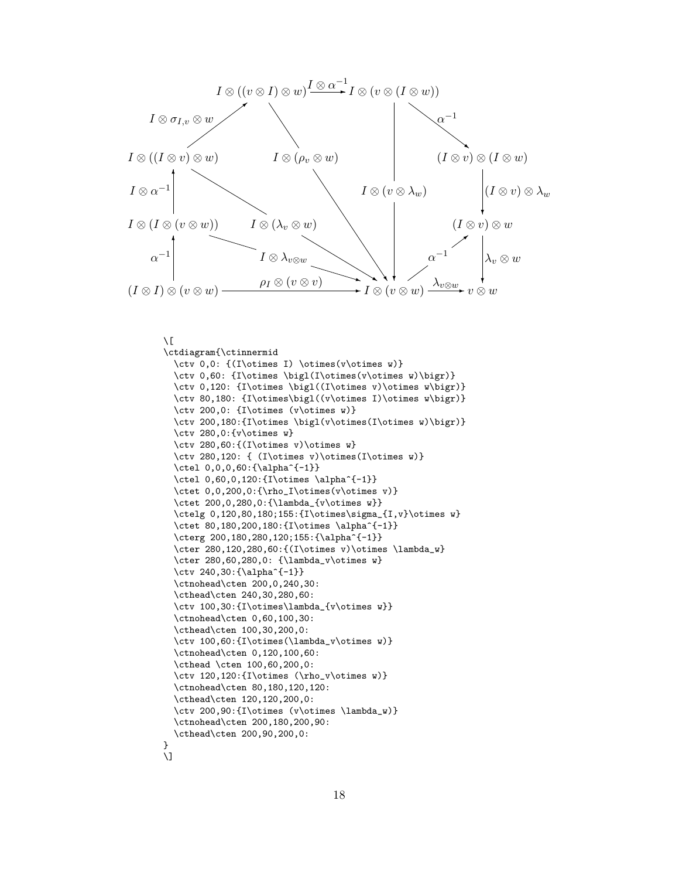$$
\begin{array}{ccccc}
I\otimes((v\otimes I)\otimes w) & \xrightarrow{I\otimes\alpha^{-1}} & I\otimes(v\otimes(I\otimes w)) & & \\
\uparrow{\scriptstyle I\otimes\sigma_{I,v}\otimes w} & & & \searrow{\scriptstyle \alpha^{-1}} & \\
I\otimes((I\otimes v)\otimes w) & I\otimes(\rho_v\otimes w) & & & (I\otimes v)\otimes(I\otimes w) \\
\uparrow{\scriptstyle I\otimes\alpha^{-1}} & & I\otimes(v\otimes\lambda_w) & & \downarrow{\scriptstyle (I\otimes v)\otimes\lambda_w} \\
I\otimes(I\otimes(v\otimes w)) & I\otimes(\lambda_v\otimes w) & & & (I\otimes v)\otimes w \\
\uparrow{\scriptstyle \alpha^{-1}} & I\otimes\lambda_{v\otimes w} & & \alpha^{-1} & \downarrow{\scriptstyle \lambda_v\otimes w} \\
(I\otimes I)\otimes(v\otimes w) & \xrightarrow{\rho_I\otimes(v\otimes v)} & I\otimes(v\otimes w) & \xrightarrow{\lambda_{v\otimes w}} & v\otimes w
\end{array}
$$

```
\[
\ctdiagram{\ctinnermid
  \ctv 0,0: {(I\otimes I) \otimes(v\otimes w)}
  \ctv 0,60: {I\otimes \bigl(I\otimes(v\otimes w)\bigr)}
  \ctv 0,120: {I\otimes \bigl((I\otimes v)\otimes w\bigr)}
  \ctv 80,180: {I\otimes\bigl((v\otimes I)\otimes w\bigr)}
  \ctv 200,0: {I\otimes (v\otimes w)}
  \ctv 200,180:{I\otimes \bigl(v\otimes(I\otimes w)\bigr)}
  \ctv 280,0:{v\otimes w}
  \ctv 280,60:{(I\otimes v)\otimes w}
  \ctv 280,120: { (I\otimes v)\otimes(I\otimes w)}
  \ctel 0,0,0,60:{\alpha^{-1}}
  \ctel 0,60,0,120:{I\otimes \alpha^{-1}}
  \ctet 0,0,200,0:{\rho_I\otimes(v\otimes v)}
  \ctet 200,0,280,0:{\lambda_{v\otimes w}}
  \ctelg 0,120,80,180;155:{I\otimes\sigma_{I,v}\otimes w}
  \ctet 80,180,200,180:{I\otimes \alpha^{-1}}
  \cterg 200,180,280,120;155:{\alpha^{-1}}
  \cter 280,120,280,60:{(I\otimes v)\otimes \lambda_w}
  \cter 280,60,280,0: {\lambda_v\otimes w}
  \ctv 240,30:{\alpha^{-1}}
  \ctnohead\cten 200,0,240,30:
  \cthead\cten 240,30,280,60:
  \ctv 100,30:{I\otimes\lambda_{v\otimes w}}
  \ctnohead\cten 0,60,100,30:
  \cthead\cten 100,30,200,0:
  \ctv 100,60:{I\otimes(\lambda_v\otimes w)}
  \ctnohead\cten 0,120,100,60:
  \cthead \cten 100,60,200,0:
  \ctv 120,120:{I\otimes (\rho_v\otimes w)}
  \ctnohead\cten 80,180,120,120:
  \cthead\cten 120,120,200,0:
  \ctv 200,90:{I\otimes (v\otimes \lambda_w)}
  \ctnohead\cten 200,180,200,90:
  \cthead\cten 200,90,200,0:
}
\]
```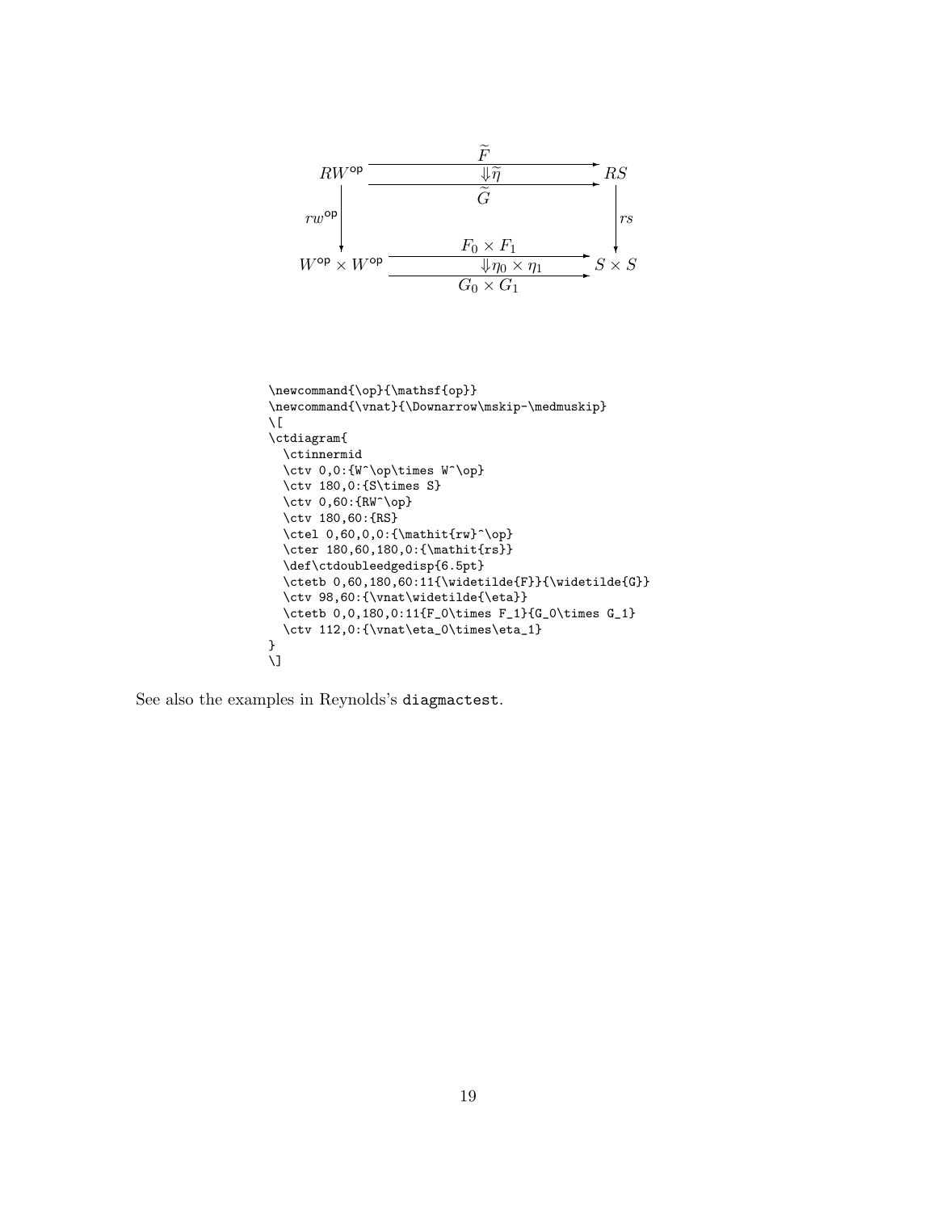$$
\begin{array}{ccc}
RW^{\mathsf{op}} & \overset{\widetilde{F}}{\underset{\widetilde{G}}{\Downarrow\widetilde{\eta}}} & RS \\
{\scriptstyle rw^{\mathsf{op}}}\downarrow & & \downarrow{\scriptstyle rs} \\
W^{\mathsf{op}} \times W^{\mathsf{op}} & \overset{F_0 \times F_1}{\underset{G_0 \times G_1}{\Downarrow\eta_0 \times \eta_1}} & S \times S
\end{array}
$$

```
\newcommand{\op}{\mathsf{op}}
\newcommand{\vnat}{\Downarrow\mskip-\medmuskip}
\[
\ctdiagram{
  \ctinnermid
  \ctv 0,0:{W^\op\times W^\op}
  \ctv 180,0:{S\times S}
  \ctv 0,60:{RW^\op}
  \ctv 180,60:{RS}
  \ctel 0,60,0,0:{\mathit{rw}^\op}
  \cter 180,60,180,0:{\mathit{rs}}
  \def\ctdoubleedgedisp{6.5pt}
  \ctetb 0,60,180,60:11{\widetilde{F}}{\widetilde{G}}
  \ctv 98,60:{\vnat\widetilde{\eta}}
  \ctetb 0,0,180,0:11{F_0\times F_1}{G_0\times G_1}
  \ctv 112,0:{\vnat\eta_0\times\eta_1}
}
\]
```

See also the examples in Reynolds's `diagmactest`.